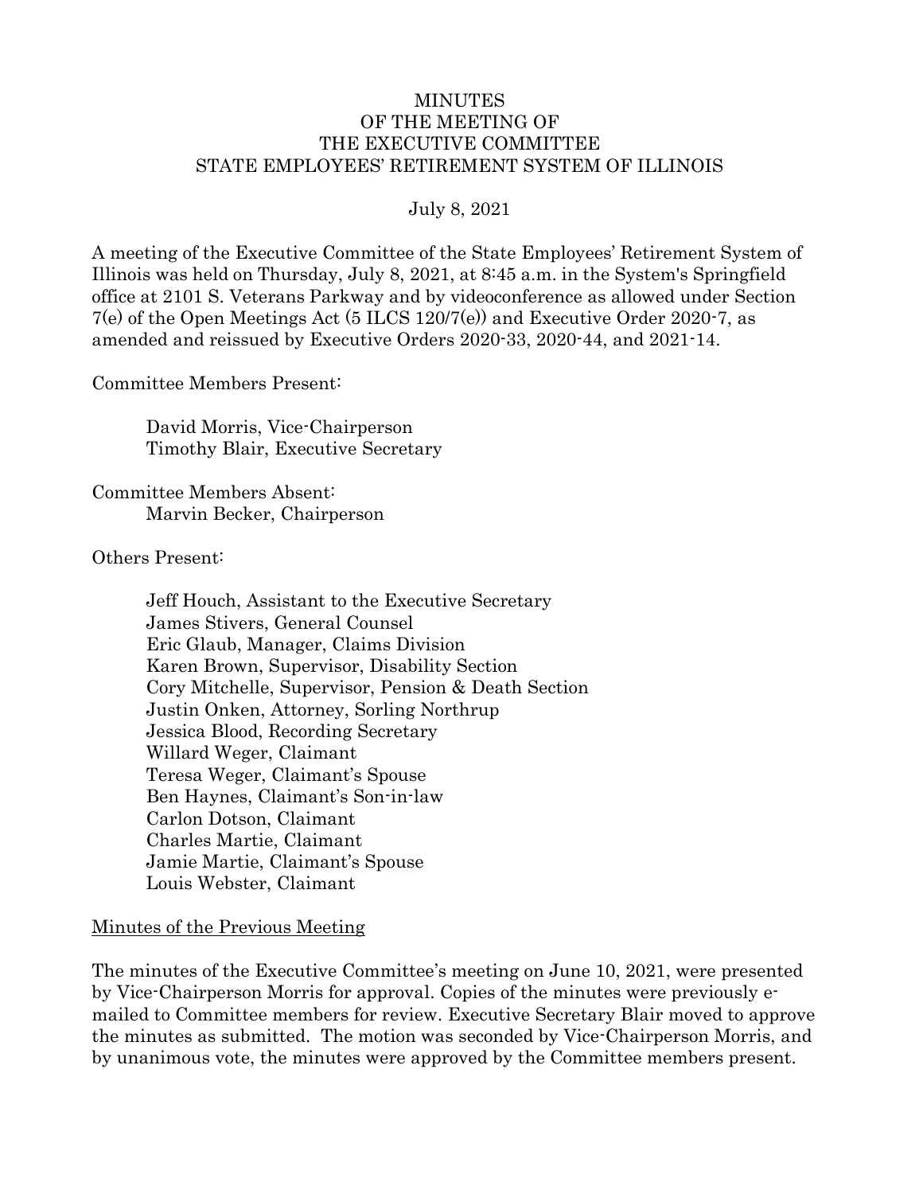# MINUTES
# OF THE MEETING OF
# THE EXECUTIVE COMMITTEE
# STATE EMPLOYEES' RETIREMENT SYSTEM OF ILLINOIS

July 8, 2021

A meeting of the Executive Committee of the State Employees' Retirement System of Illinois was held on Thursday, July 8, 2021, at 8:45 a.m. in the System's Springfield office at 2101 S. Veterans Parkway and by videoconference as allowed under Section 7(e) of the Open Meetings Act (5 ILCS 120/7(e)) and Executive Order 2020-7, as amended and reissued by Executive Orders 2020-33, 2020-44, and 2021-14.

Committee Members Present:

David Morris, Vice-Chairperson
Timothy Blair, Executive Secretary

Committee Members Absent:
Marvin Becker, Chairperson

Others Present:

Jeff Houch, Assistant to the Executive Secretary
James Stivers, General Counsel
Eric Glaub, Manager, Claims Division
Karen Brown, Supervisor, Disability Section
Cory Mitchelle, Supervisor, Pension & Death Section
Justin Onken, Attorney, Sorling Northrup
Jessica Blood, Recording Secretary
Willard Weger, Claimant
Teresa Weger, Claimant's Spouse
Ben Haynes, Claimant's Son-in-law
Carlon Dotson, Claimant
Charles Martie, Claimant
Jamie Martie, Claimant's Spouse
Louis Webster, Claimant

<u>Minutes of the Previous Meeting</u>

The minutes of the Executive Committee's meeting on June 10, 2021, were presented by Vice-Chairperson Morris for approval. Copies of the minutes were previously e-mailed to Committee members for review. Executive Secretary Blair moved to approve the minutes as submitted. The motion was seconded by Vice-Chairperson Morris, and by unanimous vote, the minutes were approved by the Committee members present.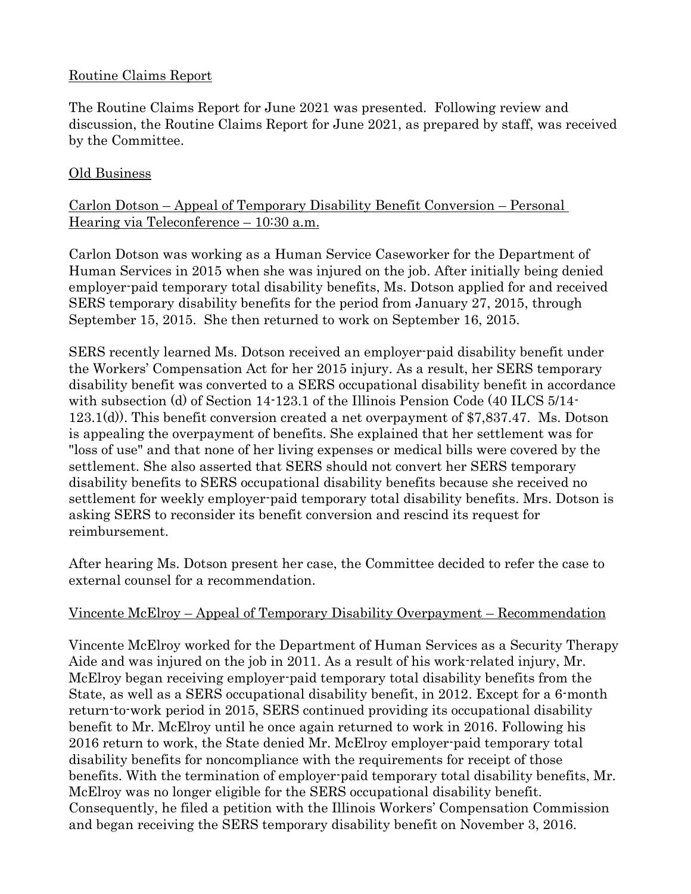Routine Claims Report

The Routine Claims Report for June 2021 was presented. Following review and discussion, the Routine Claims Report for June 2021, as prepared by staff, was received by the Committee.

Old Business

Carlon Dotson – Appeal of Temporary Disability Benefit Conversion – Personal Hearing via Teleconference – 10:30 a.m.

Carlon Dotson was working as a Human Service Caseworker for the Department of Human Services in 2015 when she was injured on the job. After initially being denied employer-paid temporary total disability benefits, Ms. Dotson applied for and received SERS temporary disability benefits for the period from January 27, 2015, through September 15, 2015. She then returned to work on September 16, 2015.

SERS recently learned Ms. Dotson received an employer-paid disability benefit under the Workers' Compensation Act for her 2015 injury. As a result, her SERS temporary disability benefit was converted to a SERS occupational disability benefit in accordance with subsection (d) of Section 14-123.1 of the Illinois Pension Code (40 ILCS 5/14-123.1(d)). This benefit conversion created a net overpayment of $7,837.47. Ms. Dotson is appealing the overpayment of benefits. She explained that her settlement was for "loss of use" and that none of her living expenses or medical bills were covered by the settlement. She also asserted that SERS should not convert her SERS temporary disability benefits to SERS occupational disability benefits because she received no settlement for weekly employer-paid temporary total disability benefits. Mrs. Dotson is asking SERS to reconsider its benefit conversion and rescind its request for reimbursement.

After hearing Ms. Dotson present her case, the Committee decided to refer the case to external counsel for a recommendation.

Vincente McElroy – Appeal of Temporary Disability Overpayment – Recommendation

Vincente McElroy worked for the Department of Human Services as a Security Therapy Aide and was injured on the job in 2011. As a result of his work-related injury, Mr. McElroy began receiving employer-paid temporary total disability benefits from the State, as well as a SERS occupational disability benefit, in 2012. Except for a 6-month return-to-work period in 2015, SERS continued providing its occupational disability benefit to Mr. McElroy until he once again returned to work in 2016. Following his 2016 return to work, the State denied Mr. McElroy employer-paid temporary total disability benefits for noncompliance with the requirements for receipt of those benefits. With the termination of employer-paid temporary total disability benefits, Mr. McElroy was no longer eligible for the SERS occupational disability benefit. Consequently, he filed a petition with the Illinois Workers' Compensation Commission and began receiving the SERS temporary disability benefit on November 3, 2016.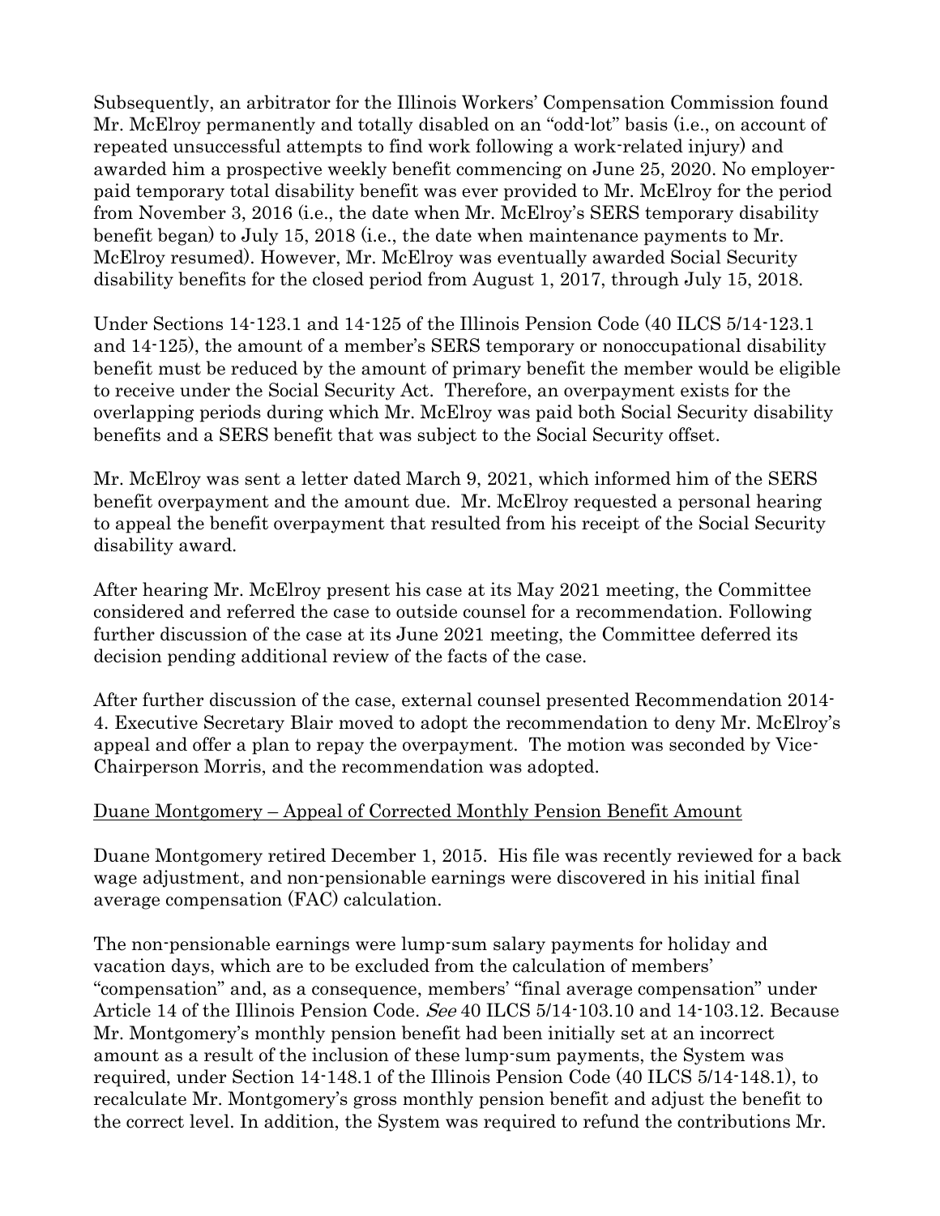Subsequently, an arbitrator for the Illinois Workers' Compensation Commission found Mr. McElroy permanently and totally disabled on an "odd-lot" basis (i.e., on account of repeated unsuccessful attempts to find work following a work-related injury) and awarded him a prospective weekly benefit commencing on June 25, 2020. No employer-paid temporary total disability benefit was ever provided to Mr. McElroy for the period from November 3, 2016 (i.e., the date when Mr. McElroy's SERS temporary disability benefit began) to July 15, 2018 (i.e., the date when maintenance payments to Mr. McElroy resumed). However, Mr. McElroy was eventually awarded Social Security disability benefits for the closed period from August 1, 2017, through July 15, 2018.

Under Sections 14-123.1 and 14-125 of the Illinois Pension Code (40 ILCS 5/14-123.1 and 14-125), the amount of a member's SERS temporary or nonoccupational disability benefit must be reduced by the amount of primary benefit the member would be eligible to receive under the Social Security Act. Therefore, an overpayment exists for the overlapping periods during which Mr. McElroy was paid both Social Security disability benefits and a SERS benefit that was subject to the Social Security offset.

Mr. McElroy was sent a letter dated March 9, 2021, which informed him of the SERS benefit overpayment and the amount due. Mr. McElroy requested a personal hearing to appeal the benefit overpayment that resulted from his receipt of the Social Security disability award.

After hearing Mr. McElroy present his case at its May 2021 meeting, the Committee considered and referred the case to outside counsel for a recommendation. Following further discussion of the case at its June 2021 meeting, the Committee deferred its decision pending additional review of the facts of the case.

After further discussion of the case, external counsel presented Recommendation 2014-4. Executive Secretary Blair moved to adopt the recommendation to deny Mr. McElroy's appeal and offer a plan to repay the overpayment. The motion was seconded by Vice-Chairperson Morris, and the recommendation was adopted.

<u>Duane Montgomery – Appeal of Corrected Monthly Pension Benefit Amount</u>

Duane Montgomery retired December 1, 2015. His file was recently reviewed for a back wage adjustment, and non-pensionable earnings were discovered in his initial final average compensation (FAC) calculation.

The non-pensionable earnings were lump-sum salary payments for holiday and vacation days, which are to be excluded from the calculation of members' "compensation" and, as a consequence, members' "final average compensation" under Article 14 of the Illinois Pension Code. *See* 40 ILCS 5/14-103.10 and 14-103.12. Because Mr. Montgomery's monthly pension benefit had been initially set at an incorrect amount as a result of the inclusion of these lump-sum payments, the System was required, under Section 14-148.1 of the Illinois Pension Code (40 ILCS 5/14-148.1), to recalculate Mr. Montgomery's gross monthly pension benefit and adjust the benefit to the correct level. In addition, the System was required to refund the contributions Mr.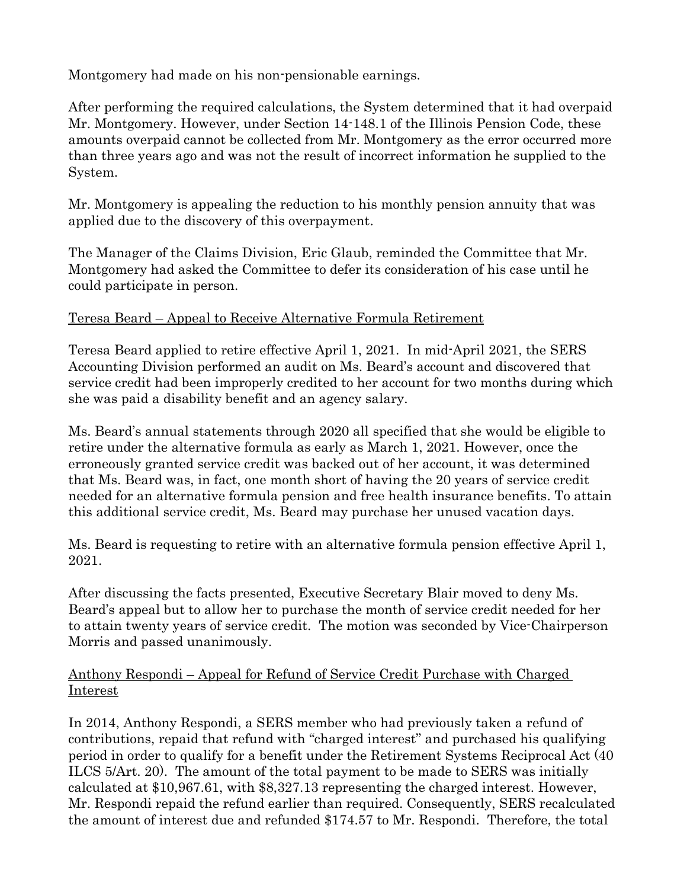Montgomery had made on his non-pensionable earnings.

After performing the required calculations, the System determined that it had overpaid Mr. Montgomery. However, under Section 14-148.1 of the Illinois Pension Code, these amounts overpaid cannot be collected from Mr. Montgomery as the error occurred more than three years ago and was not the result of incorrect information he supplied to the System.

Mr. Montgomery is appealing the reduction to his monthly pension annuity that was applied due to the discovery of this overpayment.

The Manager of the Claims Division, Eric Glaub, reminded the Committee that Mr. Montgomery had asked the Committee to defer its consideration of his case until he could participate in person.

Teresa Beard – Appeal to Receive Alternative Formula Retirement

Teresa Beard applied to retire effective April 1, 2021. In mid-April 2021, the SERS Accounting Division performed an audit on Ms. Beard's account and discovered that service credit had been improperly credited to her account for two months during which she was paid a disability benefit and an agency salary.

Ms. Beard's annual statements through 2020 all specified that she would be eligible to retire under the alternative formula as early as March 1, 2021. However, once the erroneously granted service credit was backed out of her account, it was determined that Ms. Beard was, in fact, one month short of having the 20 years of service credit needed for an alternative formula pension and free health insurance benefits. To attain this additional service credit, Ms. Beard may purchase her unused vacation days.

Ms. Beard is requesting to retire with an alternative formula pension effective April 1, 2021.

After discussing the facts presented, Executive Secretary Blair moved to deny Ms. Beard's appeal but to allow her to purchase the month of service credit needed for her to attain twenty years of service credit. The motion was seconded by Vice-Chairperson Morris and passed unanimously.

Anthony Respondi – Appeal for Refund of Service Credit Purchase with Charged Interest

In 2014, Anthony Respondi, a SERS member who had previously taken a refund of contributions, repaid that refund with "charged interest" and purchased his qualifying period in order to qualify for a benefit under the Retirement Systems Reciprocal Act (40 ILCS 5/Art. 20). The amount of the total payment to be made to SERS was initially calculated at $10,967.61, with $8,327.13 representing the charged interest. However, Mr. Respondi repaid the refund earlier than required. Consequently, SERS recalculated the amount of interest due and refunded $174.57 to Mr. Respondi. Therefore, the total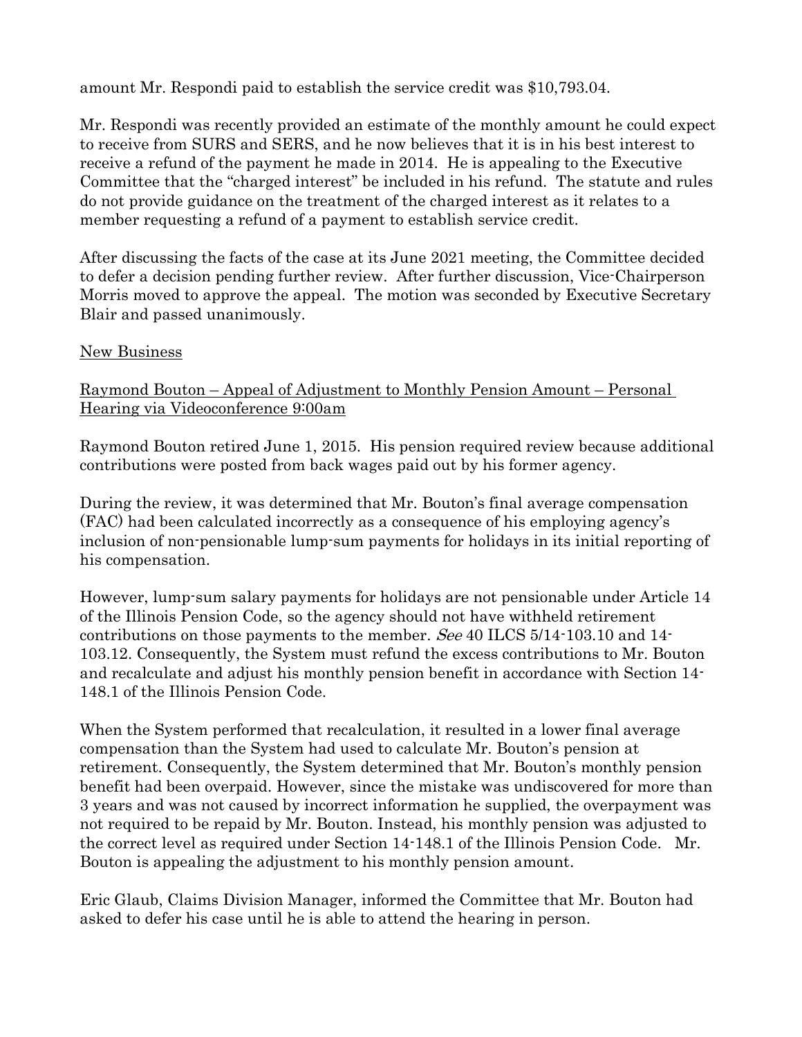amount Mr. Respondi paid to establish the service credit was $10,793.04.

Mr. Respondi was recently provided an estimate of the monthly amount he could expect to receive from SURS and SERS, and he now believes that it is in his best interest to receive a refund of the payment he made in 2014. He is appealing to the Executive Committee that the "charged interest" be included in his refund. The statute and rules do not provide guidance on the treatment of the charged interest as it relates to a member requesting a refund of a payment to establish service credit.

After discussing the facts of the case at its June 2021 meeting, the Committee decided to defer a decision pending further review. After further discussion, Vice-Chairperson Morris moved to approve the appeal. The motion was seconded by Executive Secretary Blair and passed unanimously.

<u>New Business</u>

<u>Raymond Bouton – Appeal of Adjustment to Monthly Pension Amount – Personal Hearing via Videoconference 9:00am</u>

Raymond Bouton retired June 1, 2015. His pension required review because additional contributions were posted from back wages paid out by his former agency.

During the review, it was determined that Mr. Bouton's final average compensation (FAC) had been calculated incorrectly as a consequence of his employing agency's inclusion of non-pensionable lump-sum payments for holidays in its initial reporting of his compensation.

However, lump-sum salary payments for holidays are not pensionable under Article 14 of the Illinois Pension Code, so the agency should not have withheld retirement contributions on those payments to the member. *See* 40 ILCS 5/14-103.10 and 14-103.12. Consequently, the System must refund the excess contributions to Mr. Bouton and recalculate and adjust his monthly pension benefit in accordance with Section 14-148.1 of the Illinois Pension Code.

When the System performed that recalculation, it resulted in a lower final average compensation than the System had used to calculate Mr. Bouton's pension at retirement. Consequently, the System determined that Mr. Bouton's monthly pension benefit had been overpaid. However, since the mistake was undiscovered for more than 3 years and was not caused by incorrect information he supplied, the overpayment was not required to be repaid by Mr. Bouton. Instead, his monthly pension was adjusted to the correct level as required under Section 14-148.1 of the Illinois Pension Code. Mr. Bouton is appealing the adjustment to his monthly pension amount.

Eric Glaub, Claims Division Manager, informed the Committee that Mr. Bouton had asked to defer his case until he is able to attend the hearing in person.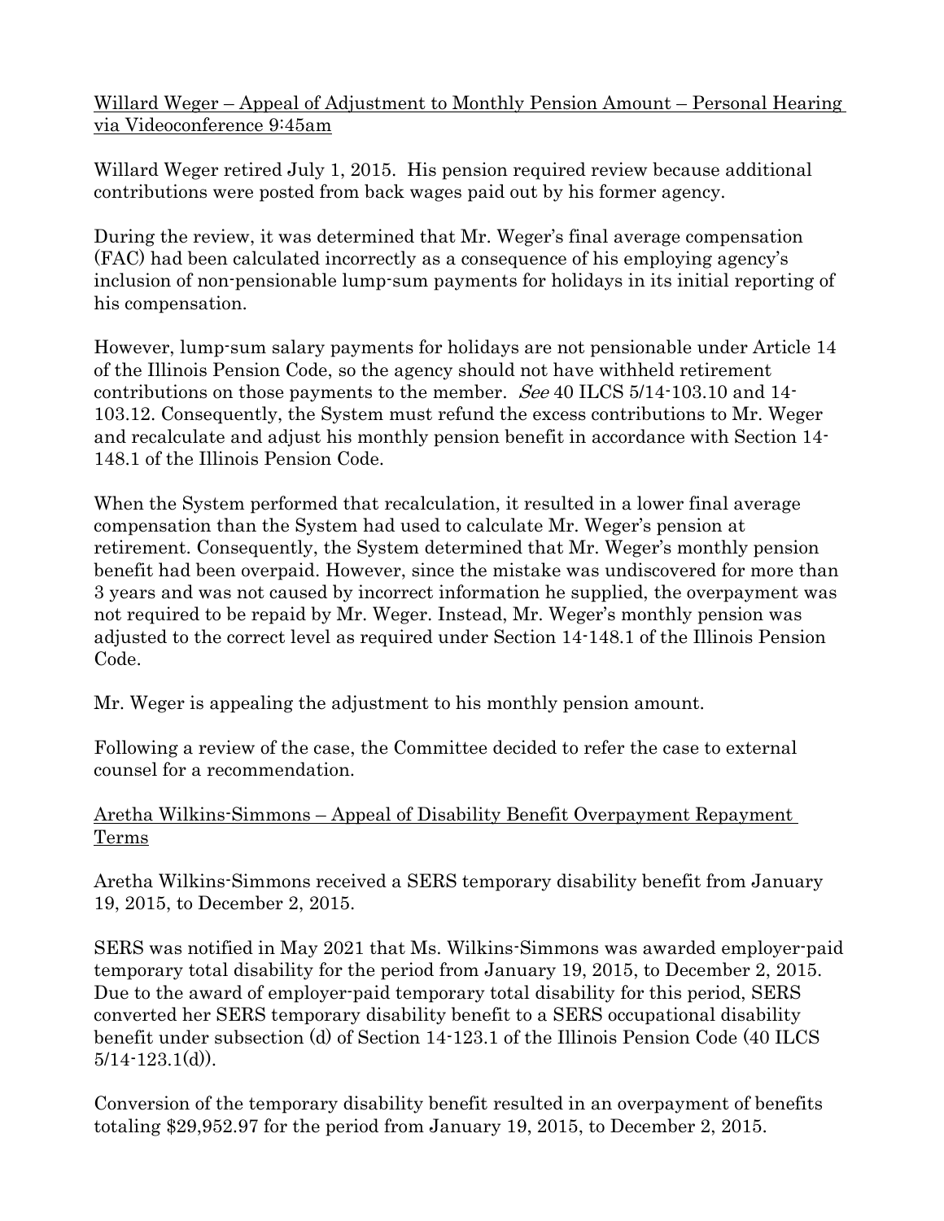<u>Willard Weger – Appeal of Adjustment to Monthly Pension Amount – Personal Hearing via Videoconference 9:45am</u>

Willard Weger retired July 1, 2015. His pension required review because additional contributions were posted from back wages paid out by his former agency.

During the review, it was determined that Mr. Weger's final average compensation (FAC) had been calculated incorrectly as a consequence of his employing agency's inclusion of non-pensionable lump-sum payments for holidays in its initial reporting of his compensation.

However, lump-sum salary payments for holidays are not pensionable under Article 14 of the Illinois Pension Code, so the agency should not have withheld retirement contributions on those payments to the member. *See* 40 ILCS 5/14-103.10 and 14-103.12. Consequently, the System must refund the excess contributions to Mr. Weger and recalculate and adjust his monthly pension benefit in accordance with Section 14-148.1 of the Illinois Pension Code.

When the System performed that recalculation, it resulted in a lower final average compensation than the System had used to calculate Mr. Weger's pension at retirement. Consequently, the System determined that Mr. Weger's monthly pension benefit had been overpaid. However, since the mistake was undiscovered for more than 3 years and was not caused by incorrect information he supplied, the overpayment was not required to be repaid by Mr. Weger. Instead, Mr. Weger's monthly pension was adjusted to the correct level as required under Section 14-148.1 of the Illinois Pension Code.

Mr. Weger is appealing the adjustment to his monthly pension amount.

Following a review of the case, the Committee decided to refer the case to external counsel for a recommendation.

<u>Aretha Wilkins-Simmons – Appeal of Disability Benefit Overpayment Repayment Terms</u>

Aretha Wilkins-Simmons received a SERS temporary disability benefit from January 19, 2015, to December 2, 2015.

SERS was notified in May 2021 that Ms. Wilkins-Simmons was awarded employer-paid temporary total disability for the period from January 19, 2015, to December 2, 2015. Due to the award of employer-paid temporary total disability for this period, SERS converted her SERS temporary disability benefit to a SERS occupational disability benefit under subsection (d) of Section 14-123.1 of the Illinois Pension Code (40 ILCS 5/14-123.1(d)).

Conversion of the temporary disability benefit resulted in an overpayment of benefits totaling $29,952.97 for the period from January 19, 2015, to December 2, 2015.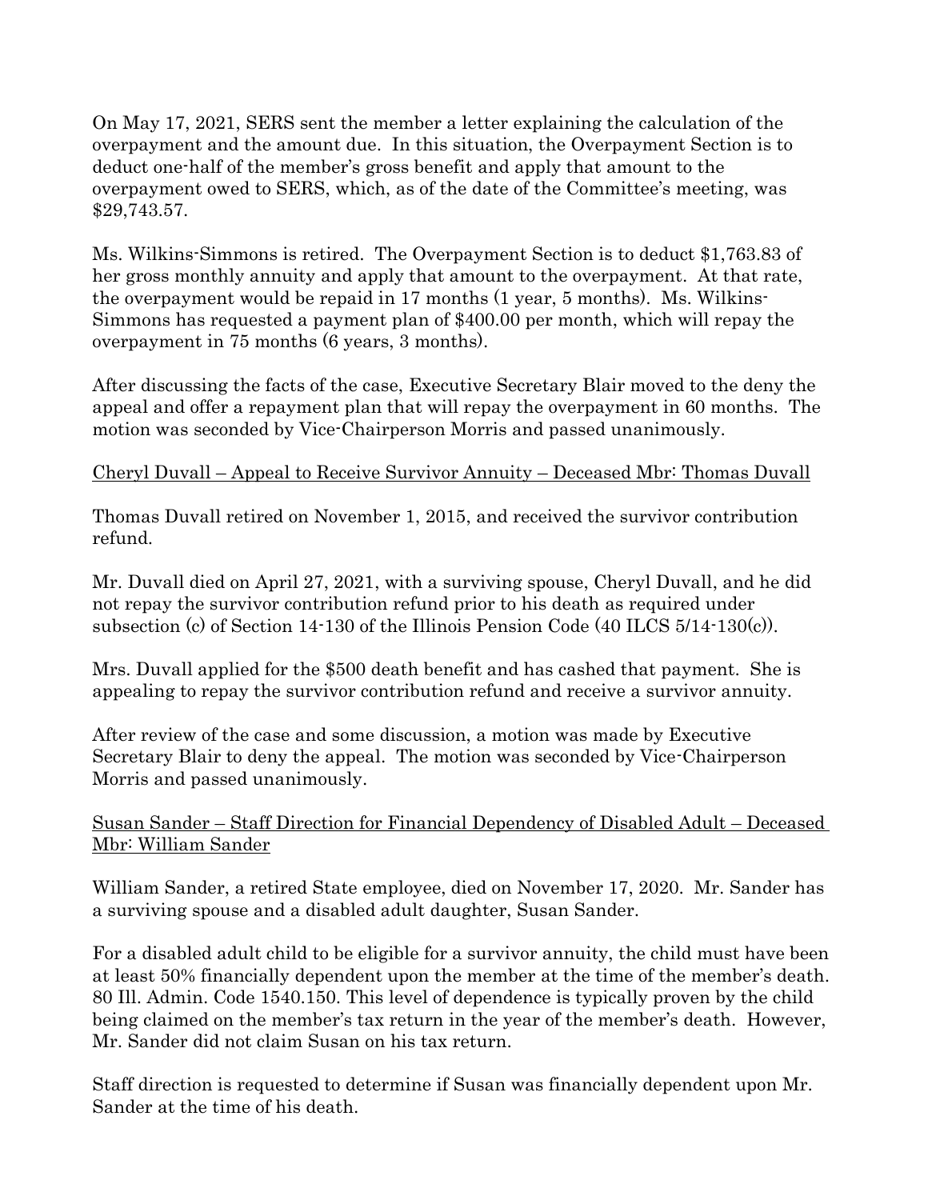On May 17, 2021, SERS sent the member a letter explaining the calculation of the overpayment and the amount due. In this situation, the Overpayment Section is to deduct one-half of the member's gross benefit and apply that amount to the overpayment owed to SERS, which, as of the date of the Committee's meeting, was $29,743.57.

Ms. Wilkins-Simmons is retired. The Overpayment Section is to deduct $1,763.83 of her gross monthly annuity and apply that amount to the overpayment. At that rate, the overpayment would be repaid in 17 months (1 year, 5 months). Ms. Wilkins-Simmons has requested a payment plan of $400.00 per month, which will repay the overpayment in 75 months (6 years, 3 months).

After discussing the facts of the case, Executive Secretary Blair moved to the deny the appeal and offer a repayment plan that will repay the overpayment in 60 months. The motion was seconded by Vice-Chairperson Morris and passed unanimously.

<u>Cheryl Duvall – Appeal to Receive Survivor Annuity – Deceased Mbr: Thomas Duvall</u>

Thomas Duvall retired on November 1, 2015, and received the survivor contribution refund.

Mr. Duvall died on April 27, 2021, with a surviving spouse, Cheryl Duvall, and he did not repay the survivor contribution refund prior to his death as required under subsection (c) of Section 14-130 of the Illinois Pension Code (40 ILCS 5/14-130(c)).

Mrs. Duvall applied for the $500 death benefit and has cashed that payment. She is appealing to repay the survivor contribution refund and receive a survivor annuity.

After review of the case and some discussion, a motion was made by Executive Secretary Blair to deny the appeal. The motion was seconded by Vice-Chairperson Morris and passed unanimously.

<u>Susan Sander – Staff Direction for Financial Dependency of Disabled Adult – Deceased Mbr: William Sander</u>

William Sander, a retired State employee, died on November 17, 2020. Mr. Sander has a surviving spouse and a disabled adult daughter, Susan Sander.

For a disabled adult child to be eligible for a survivor annuity, the child must have been at least 50% financially dependent upon the member at the time of the member's death. 80 Ill. Admin. Code 1540.150. This level of dependence is typically proven by the child being claimed on the member's tax return in the year of the member's death. However, Mr. Sander did not claim Susan on his tax return.

Staff direction is requested to determine if Susan was financially dependent upon Mr. Sander at the time of his death.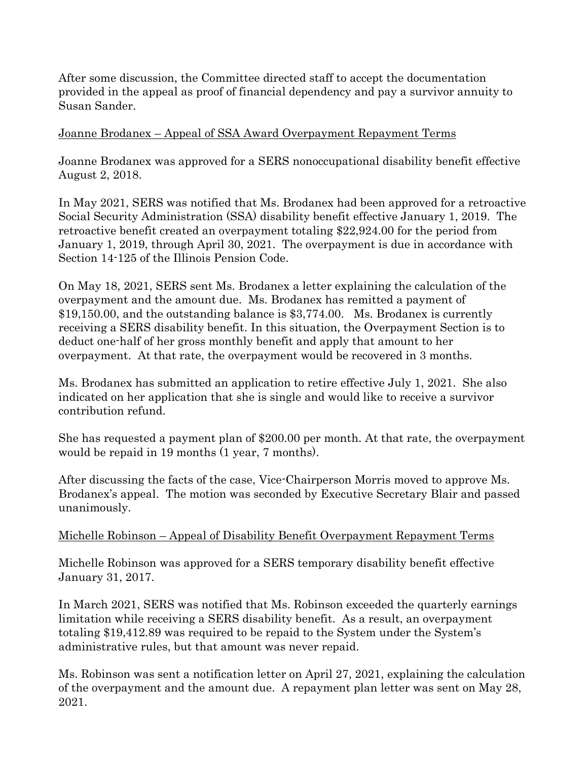After some discussion, the Committee directed staff to accept the documentation provided in the appeal as proof of financial dependency and pay a survivor annuity to Susan Sander.

Joanne Brodanex – Appeal of SSA Award Overpayment Repayment Terms

Joanne Brodanex was approved for a SERS nonoccupational disability benefit effective August 2, 2018.

In May 2021, SERS was notified that Ms. Brodanex had been approved for a retroactive Social Security Administration (SSA) disability benefit effective January 1, 2019. The retroactive benefit created an overpayment totaling $22,924.00 for the period from January 1, 2019, through April 30, 2021. The overpayment is due in accordance with Section 14-125 of the Illinois Pension Code.

On May 18, 2021, SERS sent Ms. Brodanex a letter explaining the calculation of the overpayment and the amount due. Ms. Brodanex has remitted a payment of $19,150.00, and the outstanding balance is $3,774.00. Ms. Brodanex is currently receiving a SERS disability benefit. In this situation, the Overpayment Section is to deduct one-half of her gross monthly benefit and apply that amount to her overpayment. At that rate, the overpayment would be recovered in 3 months.

Ms. Brodanex has submitted an application to retire effective July 1, 2021. She also indicated on her application that she is single and would like to receive a survivor contribution refund.

She has requested a payment plan of $200.00 per month. At that rate, the overpayment would be repaid in 19 months (1 year, 7 months).

After discussing the facts of the case, Vice-Chairperson Morris moved to approve Ms. Brodanex's appeal. The motion was seconded by Executive Secretary Blair and passed unanimously.

Michelle Robinson – Appeal of Disability Benefit Overpayment Repayment Terms

Michelle Robinson was approved for a SERS temporary disability benefit effective January 31, 2017.

In March 2021, SERS was notified that Ms. Robinson exceeded the quarterly earnings limitation while receiving a SERS disability benefit. As a result, an overpayment totaling $19,412.89 was required to be repaid to the System under the System's administrative rules, but that amount was never repaid.

Ms. Robinson was sent a notification letter on April 27, 2021, explaining the calculation of the overpayment and the amount due. A repayment plan letter was sent on May 28, 2021.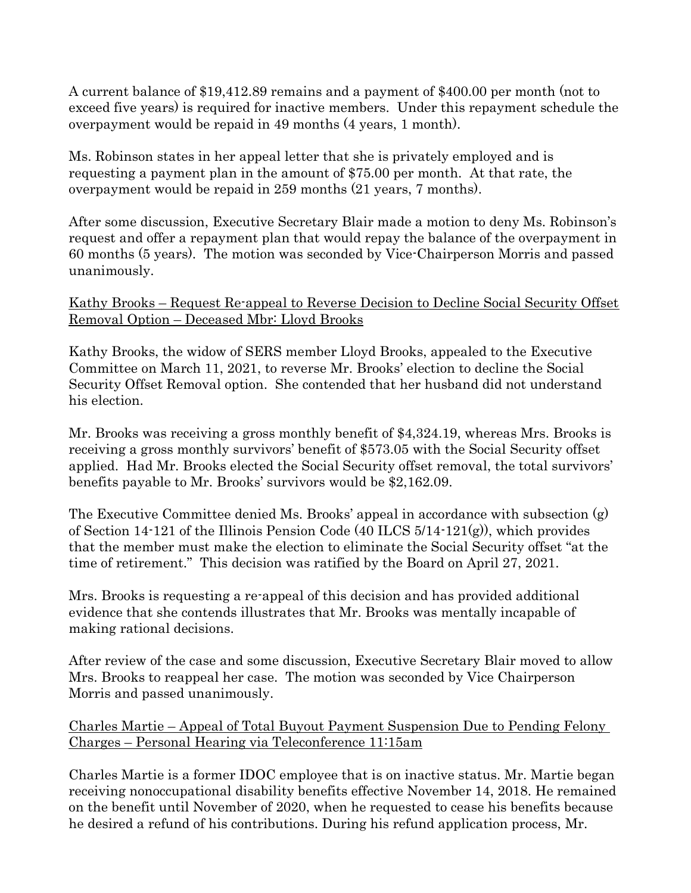A current balance of $19,412.89 remains and a payment of $400.00 per month (not to exceed five years) is required for inactive members. Under this repayment schedule the overpayment would be repaid in 49 months (4 years, 1 month).

Ms. Robinson states in her appeal letter that she is privately employed and is requesting a payment plan in the amount of $75.00 per month. At that rate, the overpayment would be repaid in 259 months (21 years, 7 months).

After some discussion, Executive Secretary Blair made a motion to deny Ms. Robinson's request and offer a repayment plan that would repay the balance of the overpayment in 60 months (5 years). The motion was seconded by Vice-Chairperson Morris and passed unanimously.

<u>Kathy Brooks – Request Re-appeal to Reverse Decision to Decline Social Security Offset Removal Option – Deceased Mbr: Lloyd Brooks</u>

Kathy Brooks, the widow of SERS member Lloyd Brooks, appealed to the Executive Committee on March 11, 2021, to reverse Mr. Brooks' election to decline the Social Security Offset Removal option. She contended that her husband did not understand his election.

Mr. Brooks was receiving a gross monthly benefit of $4,324.19, whereas Mrs. Brooks is receiving a gross monthly survivors' benefit of $573.05 with the Social Security offset applied. Had Mr. Brooks elected the Social Security offset removal, the total survivors' benefits payable to Mr. Brooks' survivors would be $2,162.09.

The Executive Committee denied Ms. Brooks' appeal in accordance with subsection (g) of Section 14-121 of the Illinois Pension Code (40 ILCS 5/14-121(g)), which provides that the member must make the election to eliminate the Social Security offset "at the time of retirement." This decision was ratified by the Board on April 27, 2021.

Mrs. Brooks is requesting a re-appeal of this decision and has provided additional evidence that she contends illustrates that Mr. Brooks was mentally incapable of making rational decisions.

After review of the case and some discussion, Executive Secretary Blair moved to allow Mrs. Brooks to reappeal her case. The motion was seconded by Vice Chairperson Morris and passed unanimously.

<u>Charles Martie – Appeal of Total Buyout Payment Suspension Due to Pending Felony Charges – Personal Hearing via Teleconference 11:15am</u>

Charles Martie is a former IDOC employee that is on inactive status. Mr. Martie began receiving nonoccupational disability benefits effective November 14, 2018. He remained on the benefit until November of 2020, when he requested to cease his benefits because he desired a refund of his contributions. During his refund application process, Mr.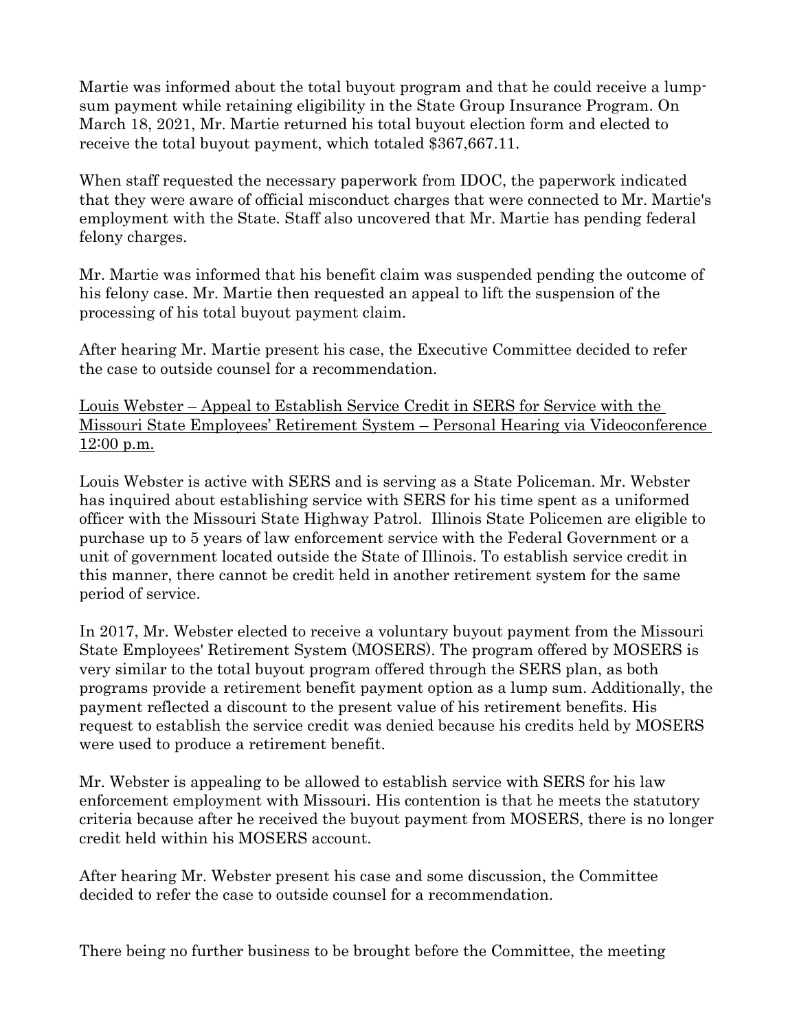Martie was informed about the total buyout program and that he could receive a lump-sum payment while retaining eligibility in the State Group Insurance Program. On March 18, 2021, Mr. Martie returned his total buyout election form and elected to receive the total buyout payment, which totaled $367,667.11.

When staff requested the necessary paperwork from IDOC, the paperwork indicated that they were aware of official misconduct charges that were connected to Mr. Martie's employment with the State. Staff also uncovered that Mr. Martie has pending federal felony charges.

Mr. Martie was informed that his benefit claim was suspended pending the outcome of his felony case. Mr. Martie then requested an appeal to lift the suspension of the processing of his total buyout payment claim.

After hearing Mr. Martie present his case, the Executive Committee decided to refer the case to outside counsel for a recommendation.

Louis Webster – Appeal to Establish Service Credit in SERS for Service with the Missouri State Employees' Retirement System – Personal Hearing via Videoconference 12:00 p.m.

Louis Webster is active with SERS and is serving as a State Policeman. Mr. Webster has inquired about establishing service with SERS for his time spent as a uniformed officer with the Missouri State Highway Patrol. Illinois State Policemen are eligible to purchase up to 5 years of law enforcement service with the Federal Government or a unit of government located outside the State of Illinois. To establish service credit in this manner, there cannot be credit held in another retirement system for the same period of service.

In 2017, Mr. Webster elected to receive a voluntary buyout payment from the Missouri State Employees' Retirement System (MOSERS). The program offered by MOSERS is very similar to the total buyout program offered through the SERS plan, as both programs provide a retirement benefit payment option as a lump sum. Additionally, the payment reflected a discount to the present value of his retirement benefits. His request to establish the service credit was denied because his credits held by MOSERS were used to produce a retirement benefit.

Mr. Webster is appealing to be allowed to establish service with SERS for his law enforcement employment with Missouri. His contention is that he meets the statutory criteria because after he received the buyout payment from MOSERS, there is no longer credit held within his MOSERS account.

After hearing Mr. Webster present his case and some discussion, the Committee decided to refer the case to outside counsel for a recommendation.

There being no further business to be brought before the Committee, the meeting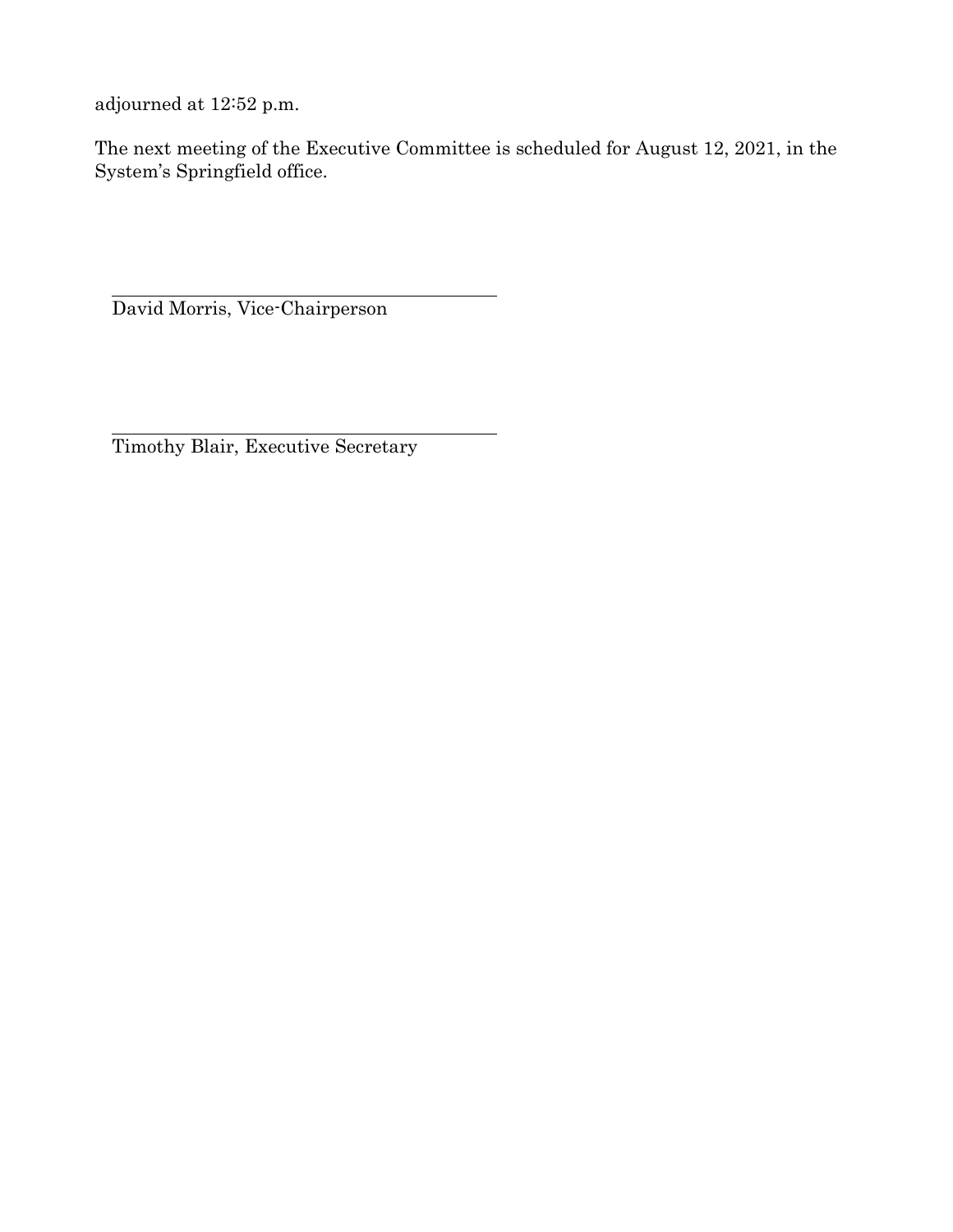adjourned at 12:52 p.m.

The next meeting of the Executive Committee is scheduled for August 12, 2021, in the System's Springfield office.

\_\_\_\_\_\_\_\_\_\_\_\_\_\_\_\_\_\_\_\_\_\_\_\_\_\_\_\_\_\_\_\_\_\_\_\_\_\_\_\_

David Morris, Vice-Chairperson

\_\_\_\_\_\_\_\_\_\_\_\_\_\_\_\_\_\_\_\_\_\_\_\_\_\_\_\_\_\_\_\_\_\_\_\_\_\_\_\_

Timothy Blair, Executive Secretary